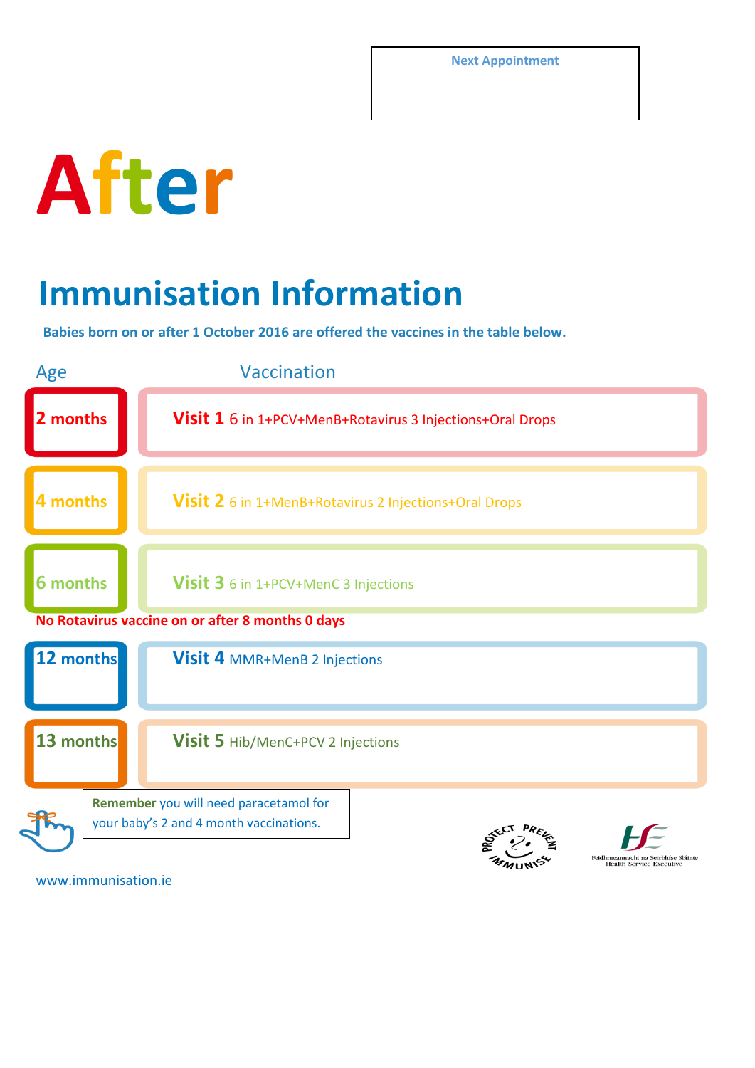**Next Appointment**

# After

## Immunisation Information

**Babies born on or after 1 October 2016 are offered the vaccines in the table below.**

| Age | Vaccination |
|---|---|
| 2 months | **Visit 1** 6 in 1+PCV+MenB+Rotavirus 3 Injections+Oral Drops |
| 4 months | **Visit 2** 6 in 1+MenB+Rotavirus 2 Injections+Oral Drops |
| 6 months | **Visit 3** 6 in 1+PCV+MenC 3 Injections |

**No Rotavirus vaccine on or after 8 months 0 days**

| Age | Vaccination |
|---|---|
| 12 months | **Visit 4** MMR+MenB 2 Injections |
| 13 months | **Visit 5** Hib/MenC+PCV 2 Injections |

**Remember** you will need paracetamol for your baby's 2 and 4 month vaccinations.

PROTECT PREVENT IMMUNISE

Feidhmeannacht na Seirbhíse Sláinte
Health Service Executive

www.immunisation.ie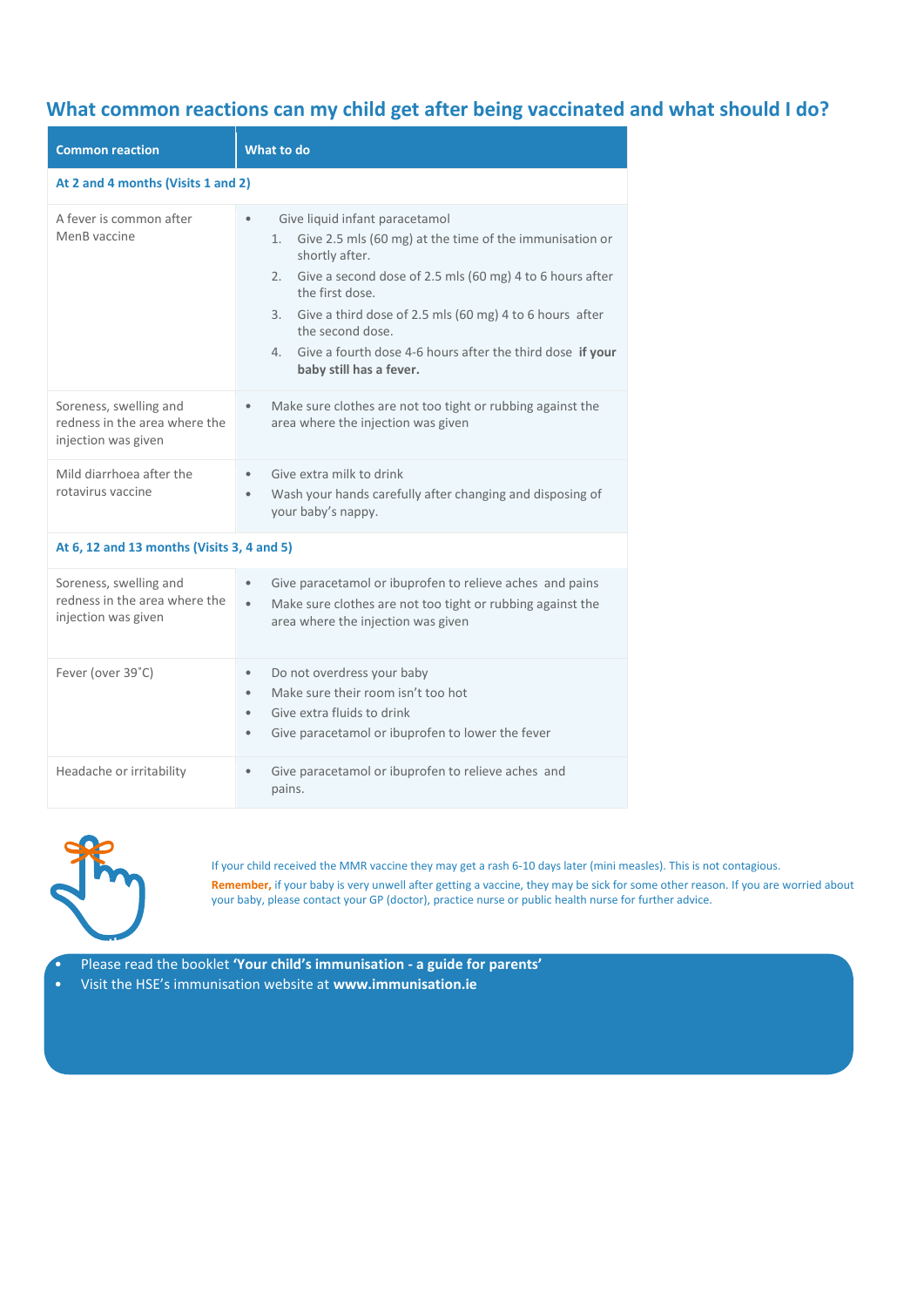## What common reactions can my child get after being vaccinated and what should I do?

| Common reaction | What to do |
|---|---|
| **At 2 and 4 months (Visits 1 and 2)** | |
| A fever is common after MenB vaccine | • Give liquid infant paracetamol<br>1. Give 2.5 mls (60 mg) at the time of the immunisation or shortly after.<br>2. Give a second dose of 2.5 mls (60 mg) 4 to 6 hours after the first dose.<br>3. Give a third dose of 2.5 mls (60 mg) 4 to 6 hours after the second dose.<br>4. Give a fourth dose 4-6 hours after the third dose **if your baby still has a fever.** |
| Soreness, swelling and redness in the area where the injection was given | • Make sure clothes are not too tight or rubbing against the area where the injection was given |
| Mild diarrhoea after the rotavirus vaccine | • Give extra milk to drink<br>• Wash your hands carefully after changing and disposing of your baby's nappy. |
| **At 6, 12 and 13 months (Visits 3, 4 and 5)** | |
| Soreness, swelling and redness in the area where the injection was given | • Give paracetamol or ibuprofen to relieve aches and pains<br>• Make sure clothes are not too tight or rubbing against the area where the injection was given |
| Fever (over 39˚C) | • Do not overdress your baby<br>• Make sure their room isn't too hot<br>• Give extra fluids to drink<br>• Give paracetamol or ibuprofen to lower the fever |
| Headache or irritability | • Give paracetamol or ibuprofen to relieve aches and pains. |

If your child received the MMR vaccine they may get a rash 6-10 days later (mini measles). This is not contagious.

**Remember,** if your baby is very unwell after getting a vaccine, they may be sick for some other reason. If you are worried about your baby, please contact your GP (doctor), practice nurse or public health nurse for further advice.

- Please read the booklet **'Your child's immunisation - a guide for parents'**
- Visit the HSE's immunisation website at **www.immunisation.ie**